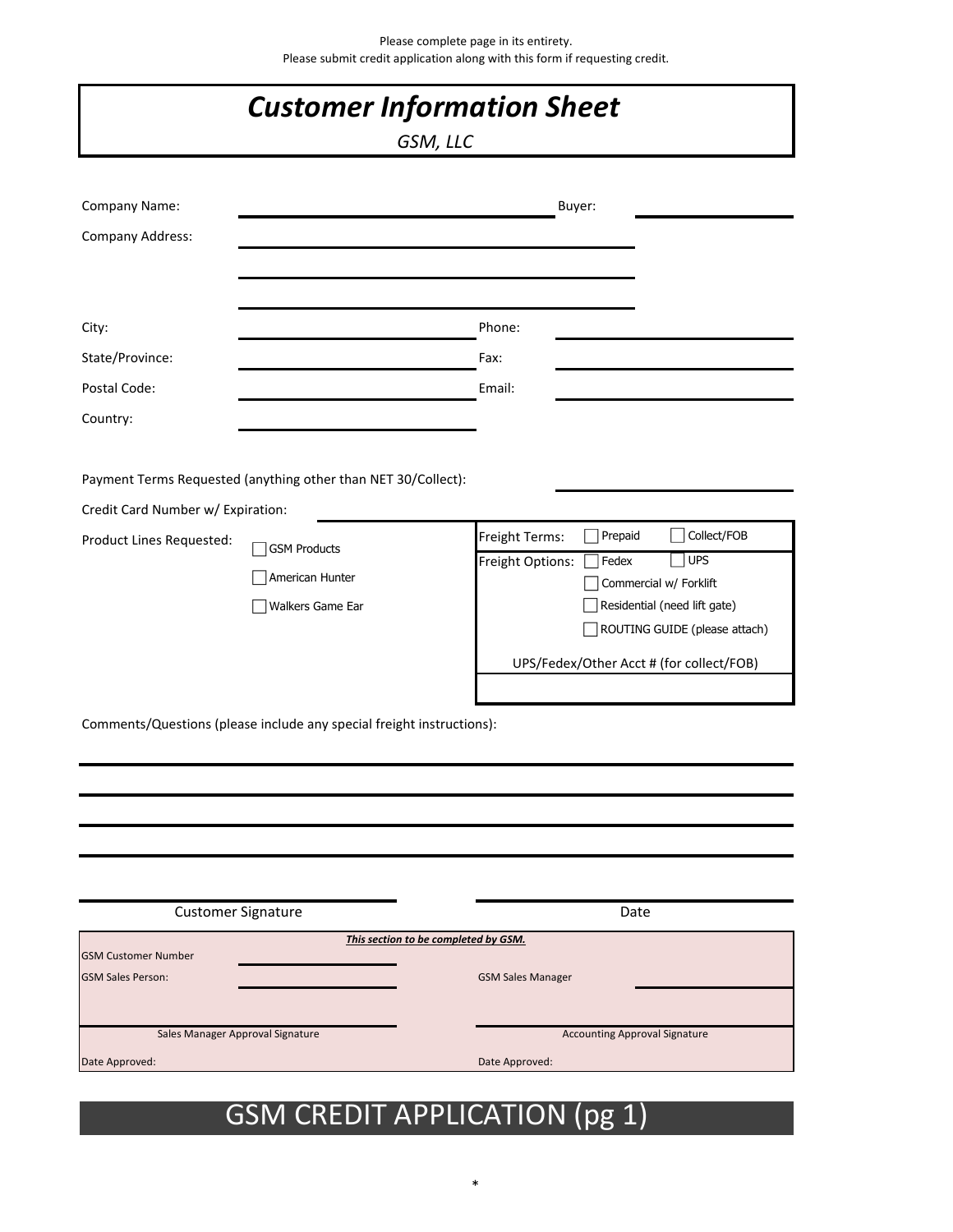Please complete page in its entirety.
Please submit credit application along with this form if requesting credit.

# *Customer Information Sheet*

*GSM, LLC*

Company Name: ______________________ Buyer: ______________

Company Address: ______________________

______________________

______________________

City: ______________ Phone: ______________

State/Province: ______________ Fax: ______________

Postal Code: ______________ Email: ______________

Country: ______________

Payment Terms Requested (anything other than NET 30/Collect): ______________

Credit Card Number w/ Expiration: ______________

Product Lines Requested:
- ☐ GSM Products
- ☐ American Hunter
- ☐ Walkers Game Ear

Freight Terms: ☐ Prepaid ☐ Collect/FOB

Freight Options:
- ☐ Fedex ☐ UPS
- ☐ Commercial w/ Forklift
- ☐ Residential (need lift gate)
- ☐ ROUTING GUIDE (please attach)

UPS/Fedex/Other Acct # (for collect/FOB)

______________

Comments/Questions (please include any special freight instructions):

______________________________________________

______________________________________________

______________________________________________

______________________________________________

______________________ ______________________
Customer Signature Date

***This section to be completed by GSM.***

GSM Customer Number ______________

GSM Sales Person: ______________ GSM Sales Manager ______________

______________________ ______________________
Sales Manager Approval Signature Accounting Approval Signature

Date Approved: Date Approved:

## GSM CREDIT APPLICATION (pg 1)

*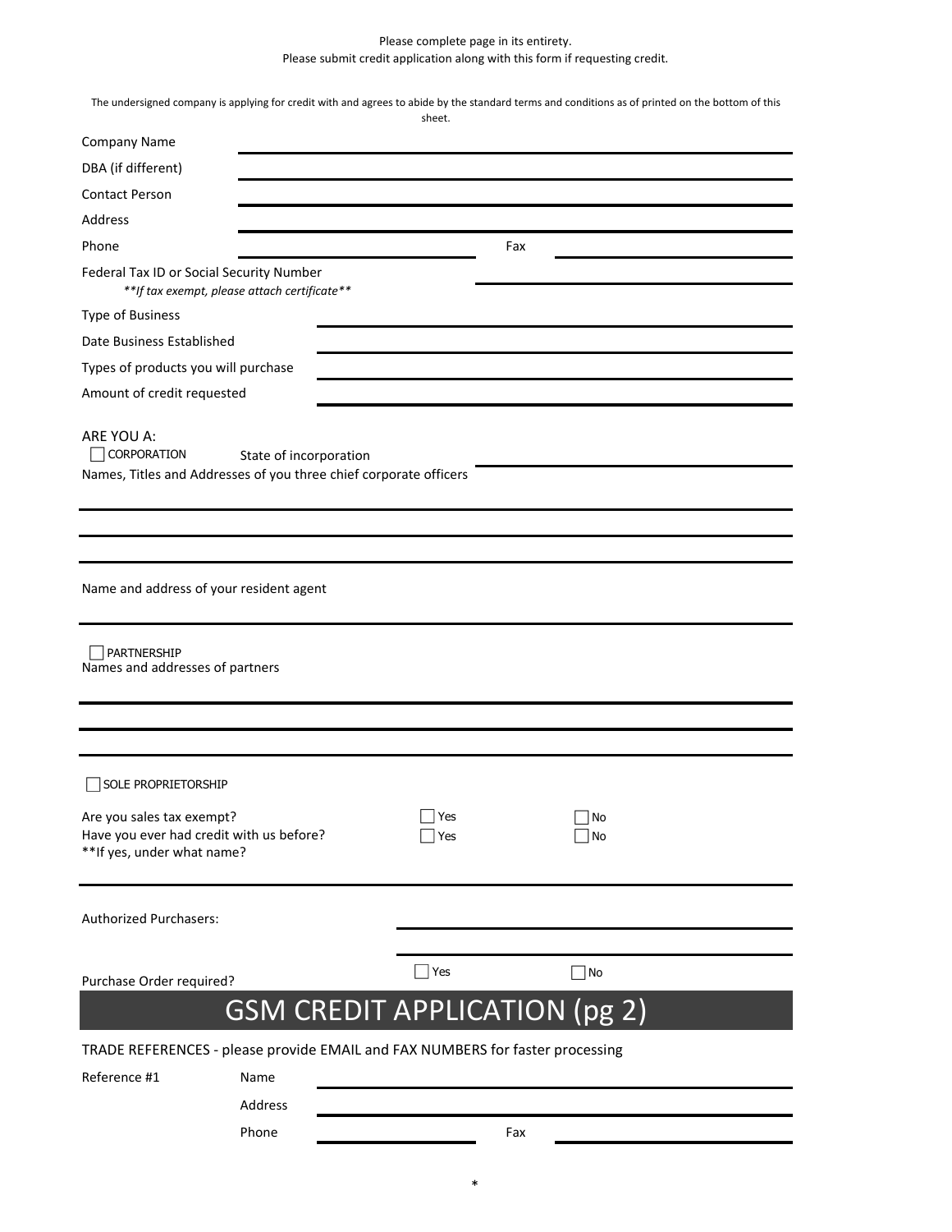Please complete page in its entirety.
Please submit credit application along with this form if requesting credit.

The undersigned company is applying for credit with and agrees to abide by the standard terms and conditions as of printed on the bottom of this sheet.

Company Name ______________________________

DBA (if different) ______________________________

Contact Person ______________________________

Address ______________________________

Phone ______________ Fax ______________

Federal Tax ID or Social Security Number ______________________________
*\*\*If tax exempt, please attach certificate\*\**

Type of Business

Date Business Established ______________________________

Types of products you will purchase ______________________________

Amount of credit requested ______________________________

ARE YOU A:

☐ CORPORATION State of incorporation ______________________________

Names, Titles and Addresses of you three chief corporate officers

______________________________

______________________________

______________________________

Name and address of your resident agent

______________________________

☐ PARTNERSHIP

Names and addresses of partners

______________________________

______________________________

______________________________

☐ SOLE PROPRIETORSHIP

Are you sales tax exempt? ☐ Yes ☐ No

Have you ever had credit with us before? ☐ Yes ☐ No

**If yes, under what name?

______________________________

Authorized Purchasers: ______________________________

______________________________

Purchase Order required? ☐ Yes ☐ No

## GSM CREDIT APPLICATION (pg 2)

TRADE REFERENCES - please provide EMAIL and FAX NUMBERS for faster processing

Reference #1 Name ______________________________

Address ______________________________

Phone ______________ Fax ______________

*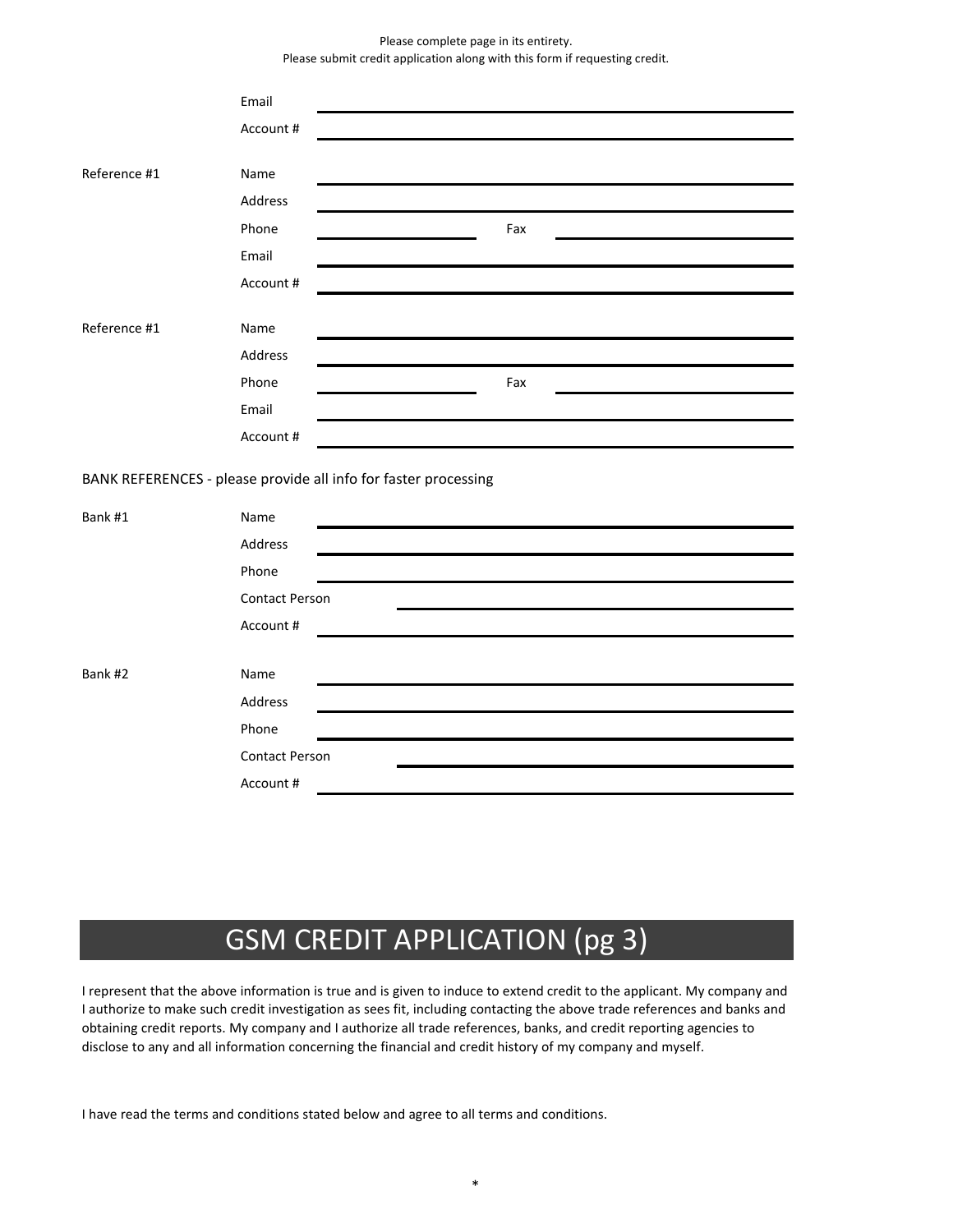Please complete page in its entirety.
Please submit credit application along with this form if requesting credit.

Email ______________________________

Account # ______________________________

**Reference #1**

Name ______________________________

Address ______________________________

Phone ______________ Fax ______________

Email ______________________________

Account # ______________________________

**Reference #1**

Name ______________________________

Address ______________________________

Phone ______________ Fax ______________

Email ______________________________

Account # ______________________________

BANK REFERENCES - please provide all info for faster processing

**Bank #1**

Name ______________________________

Address ______________________________

Phone ______________________________

Contact Person ______________________________

Account # ______________________________

**Bank #2**

Name ______________________________

Address ______________________________

Phone ______________________________

Contact Person ______________________________

Account # ______________________________

# GSM CREDIT APPLICATION (pg 3)

I represent that the above information is true and is given to induce to extend credit to the applicant. My company and I authorize to make such credit investigation as sees fit, including contacting the above trade references and banks and obtaining credit reports. My company and I authorize all trade references, banks, and credit reporting agencies to disclose to any and all information concerning the financial and credit history of my company and myself.

I have read the terms and conditions stated below and agree to all terms and conditions.

*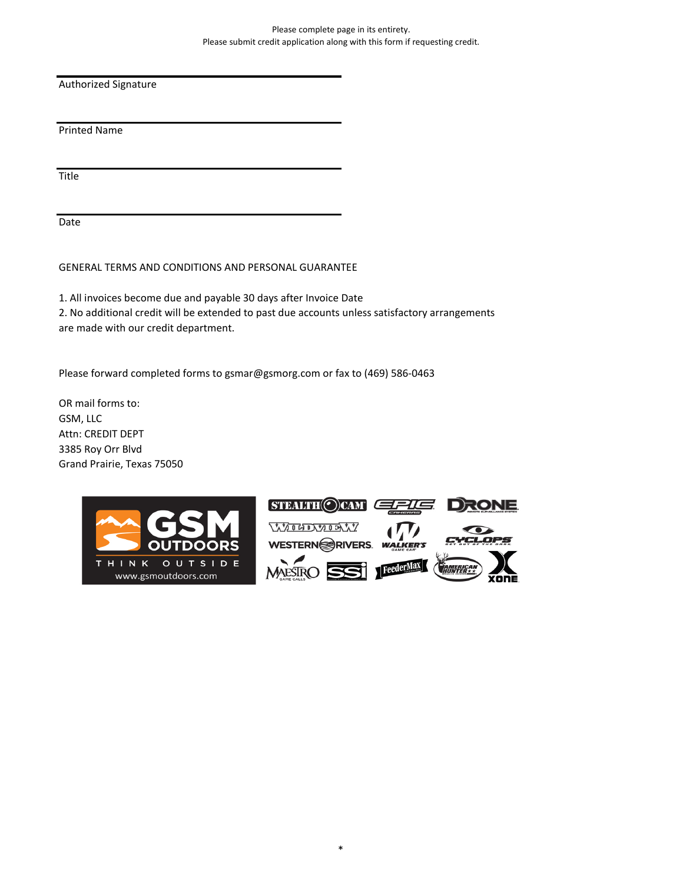Please complete page in its entirety.
Please submit credit application along with this form if requesting credit.

---

Authorized Signature

---

Printed Name

---

Title

---

Date

GENERAL TERMS AND CONDITIONS AND PERSONAL GUARANTEE

1. All invoices become due and payable 30 days after Invoice Date
2. No additional credit will be extended to past due accounts unless satisfactory arrangements are made with our credit department.

Please forward completed forms to gsmar@gsmorg.com or fax to (469) 586-0463

OR mail forms to:
GSM, LLC
Attn: CREDIT DEPT
3385 Roy Orr Blvd
Grand Prairie, Texas 75050

GSM OUTDOORS
THINK OUTSIDE
www.gsmoutdoors.com

STEALTH CAM EPIC DRONE WILDVIEW WESTERN RIVERS WALKER'S CYCLOPS MAESTRO SSI FeederMax AMERICAN HUNTER XONE